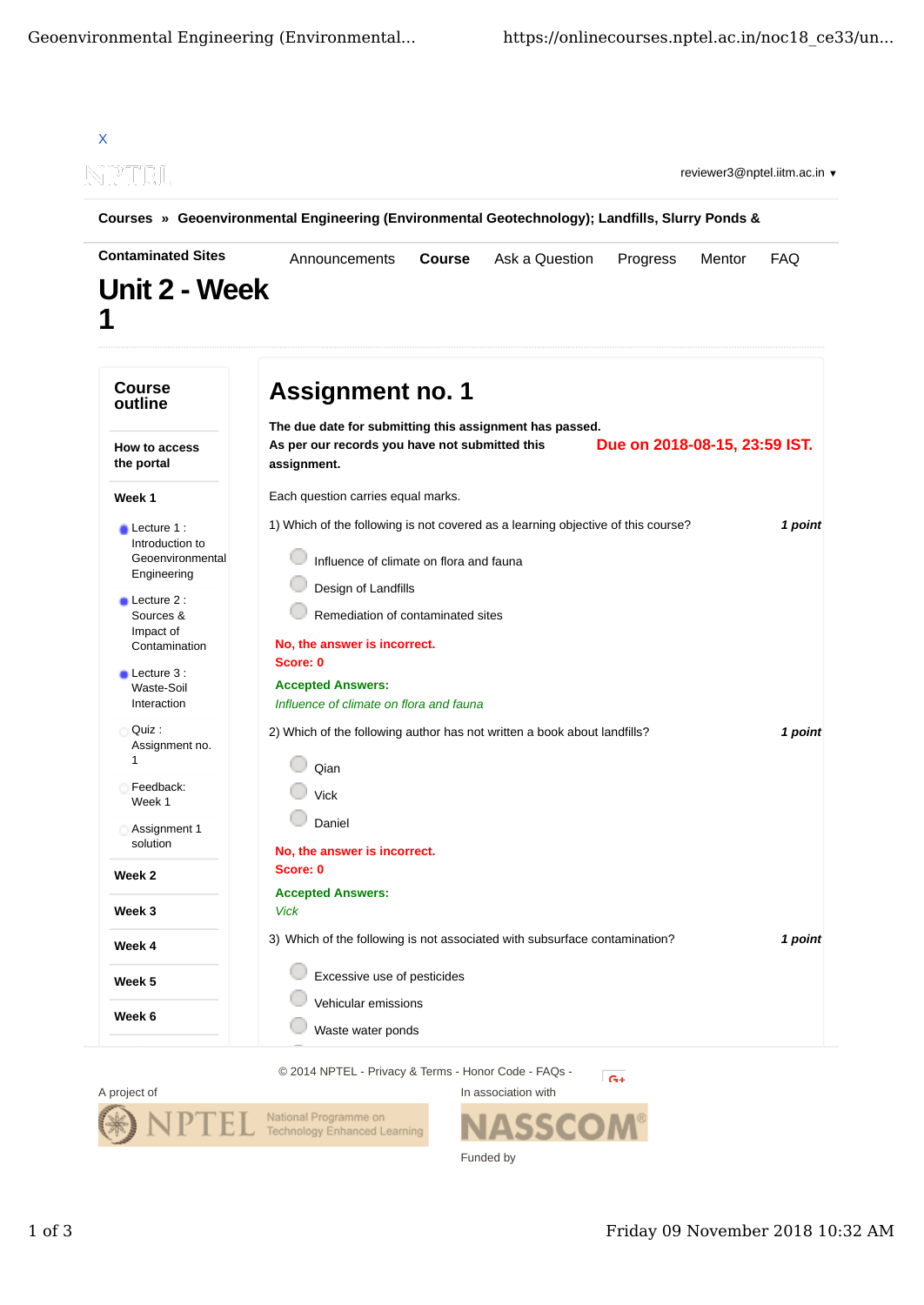X

reviewer3@nptel.iitm.ac.in ▾

**Courses » Geoenvironmental Engineering (Environmental Geotechnology); Landfills, Slurry Ponds & Contaminated Sites**

Announcements | **Course** | Ask a Question | Progress | Mentor | FAQ

# Unit 2 - Week 1

## Course outline

**How to access the portal**

**Week 1**

- Lecture 1 : Introduction to Geoenvironmental Engineering
- Lecture 2 : Sources & Impact of Contamination
- Lecture 3 : Waste-Soil Interaction
- Quiz : Assignment no. 1
- Feedback: Week 1
- Assignment 1 solution

**Week 2**

**Week 3**

**Week 4**

**Week 5**

**Week 6**

## Assignment no. 1

**The due date for submitting this assignment has passed.**
**As per our records you have not submitted this assignment.**

**Due on 2018-08-15, 23:59 IST.**

Each question carries equal marks.

1) Which of the following is not covered as a learning objective of this course? ***1 point***

- Influence of climate on flora and fauna
- Design of Landfills
- Remediation of contaminated sites

**No, the answer is incorrect.**
**Score: 0**

**Accepted Answers:**
*Influence of climate on flora and fauna*

2) Which of the following author has not written a book about landfills? ***1 point***

- Qian
- Vick
- Daniel

**No, the answer is incorrect.**
**Score: 0**

**Accepted Answers:**
*Vick*

3) Which of the following is not associated with subsurface contamination? ***1 point***

- Excessive use of pesticides
- Vehicular emissions
- Waste water ponds

© 2014 NPTEL - Privacy & Terms - Honor Code - FAQs -

A project of

In association with

Funded by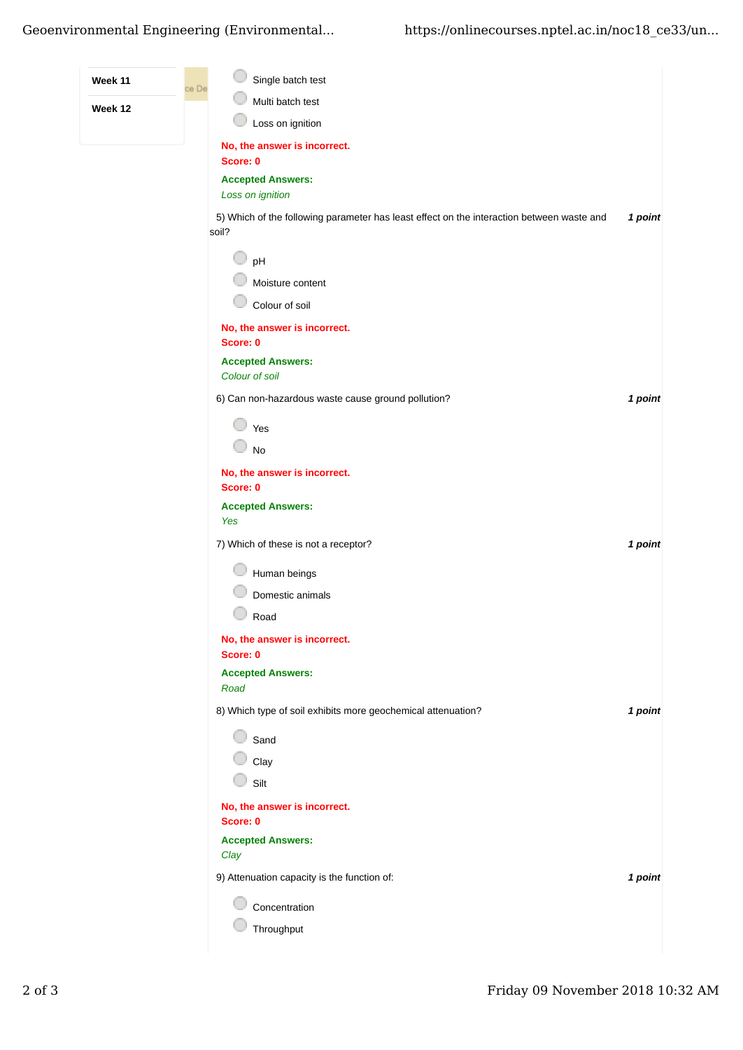Week 11

Week 12

- Single batch test
- Multi batch test
- Loss on ignition

**No, the answer is incorrect.**
**Score: 0**

**Accepted Answers:**
*Loss on ignition*

5) Which of the following parameter has least effect on the interaction between waste and soil? ***1 point***

- pH
- Moisture content
- Colour of soil

**No, the answer is incorrect.**
**Score: 0**

**Accepted Answers:**
*Colour of soil*

6) Can non-hazardous waste cause ground pollution? ***1 point***

- Yes
- No

**No, the answer is incorrect.**
**Score: 0**

**Accepted Answers:**
*Yes*

7) Which of these is not a receptor? ***1 point***

- Human beings
- Domestic animals
- Road

**No, the answer is incorrect.**
**Score: 0**

**Accepted Answers:**
*Road*

8) Which type of soil exhibits more geochemical attenuation? ***1 point***

- Sand
- Clay
- Silt

**No, the answer is incorrect.**
**Score: 0**

**Accepted Answers:**
*Clay*

9) Attenuation capacity is the function of: ***1 point***

- Concentration
- Throughput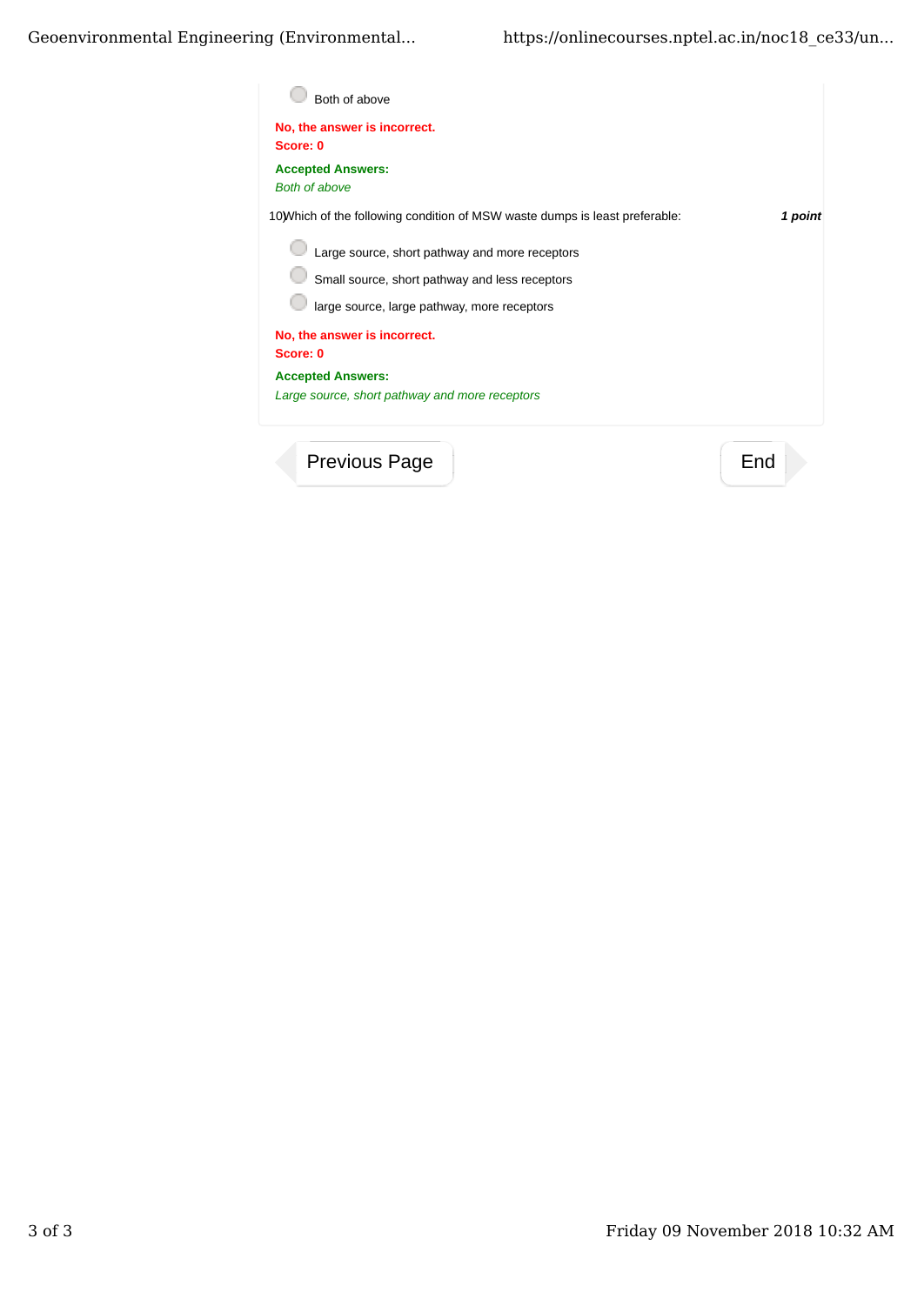- Both of above

**No, the answer is incorrect.**
**Score: 0**

**Accepted Answers:**
*Both of above*

10) Which of the following condition of MSW waste dumps is least preferable: ***1 point***

- Large source, short pathway and more receptors
- Small source, short pathway and less receptors
- large source, large pathway, more receptors

**No, the answer is incorrect.**
**Score: 0**

**Accepted Answers:**
*Large source, short pathway and more receptors*

Previous Page | End